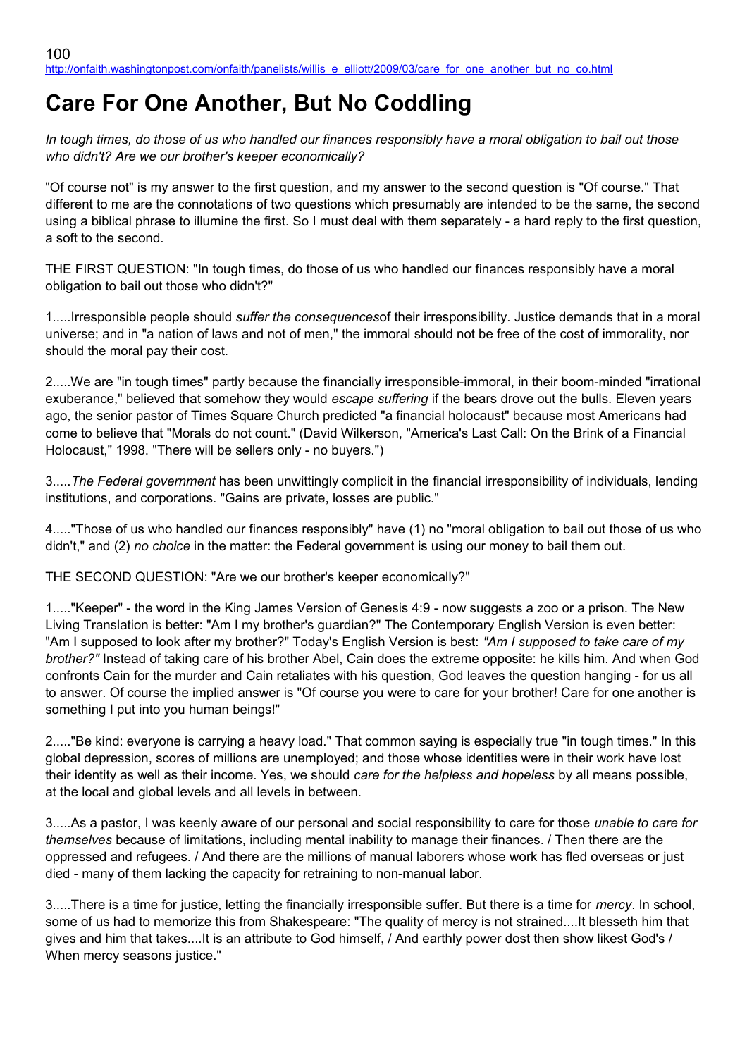http://onfaith.washingtonpost.com/onfaith/panelists/willis_e_elliott/2009/03/care_for_one_another_but_no_co.html

# Care For One Another, But No Coddling

*In tough times, do those of us who handled our finances responsibly have a moral obligation to bail out those who didn't? Are we our brother's keeper economically?*

"Of course not" is my answer to the first question, and my answer to the second question is "Of course." That different to me are the connotations of two questions which presumably are intended to be the same, the second using a biblical phrase to illumine the first. So I must deal with them separately - a hard reply to the first question, a soft to the second.

THE FIRST QUESTION: "In tough times, do those of us who handled our finances responsibly have a moral obligation to bail out those who didn't?"

1.....Irresponsible people should *suffer the consequences*of their irresponsibility. Justice demands that in a moral universe; and in "a nation of laws and not of men," the immoral should not be free of the cost of immorality, nor should the moral pay their cost.

2.....We are "in tough times" partly because the financially irresponsible-immoral, in their boom-minded "irrational exuberance," believed that somehow they would *escape suffering* if the bears drove out the bulls. Eleven years ago, the senior pastor of Times Square Church predicted "a financial holocaust" because most Americans had come to believe that "Morals do not count." (David Wilkerson, "America's Last Call: On the Brink of a Financial Holocaust," 1998. "There will be sellers only - no buyers.")

3.....*The Federal government* has been unwittingly complicit in the financial irresponsibility of individuals, lending institutions, and corporations. "Gains are private, losses are public."

4....."Those of us who handled our finances responsibly" have (1) no "moral obligation to bail out those of us who didn't," and (2) *no choice* in the matter: the Federal government is using our money to bail them out.

THE SECOND QUESTION: "Are we our brother's keeper economically?"

1....."Keeper" - the word in the King James Version of Genesis 4:9 - now suggests a zoo or a prison. The New Living Translation is better: "Am I my brother's guardian?" The Contemporary English Version is even better: "Am I supposed to look after my brother?" Today's English Version is best: *"Am I supposed to take care of my brother?"* Instead of taking care of his brother Abel, Cain does the extreme opposite: he kills him. And when God confronts Cain for the murder and Cain retaliates with his question, God leaves the question hanging - for us all to answer. Of course the implied answer is "Of course you were to care for your brother! Care for one another is something I put into you human beings!"

2....."Be kind: everyone is carrying a heavy load." That common saying is especially true "in tough times." In this global depression, scores of millions are unemployed; and those whose identities were in their work have lost their identity as well as their income. Yes, we should *care for the helpless and hopeless* by all means possible, at the local and global levels and all levels in between.

3.....As a pastor, I was keenly aware of our personal and social responsibility to care for those *unable to care for themselves* because of limitations, including mental inability to manage their finances. / Then there are the oppressed and refugees. / And there are the millions of manual laborers whose work has fled overseas or just died - many of them lacking the capacity for retraining to non-manual labor.

3.....There is a time for justice, letting the financially irresponsible suffer. But there is a time for *mercy*. In school, some of us had to memorize this from Shakespeare: "The quality of mercy is not strained....It blesseth him that gives and him that takes....It is an attribute to God himself, / And earthly power dost then show likest God's / When mercy seasons justice."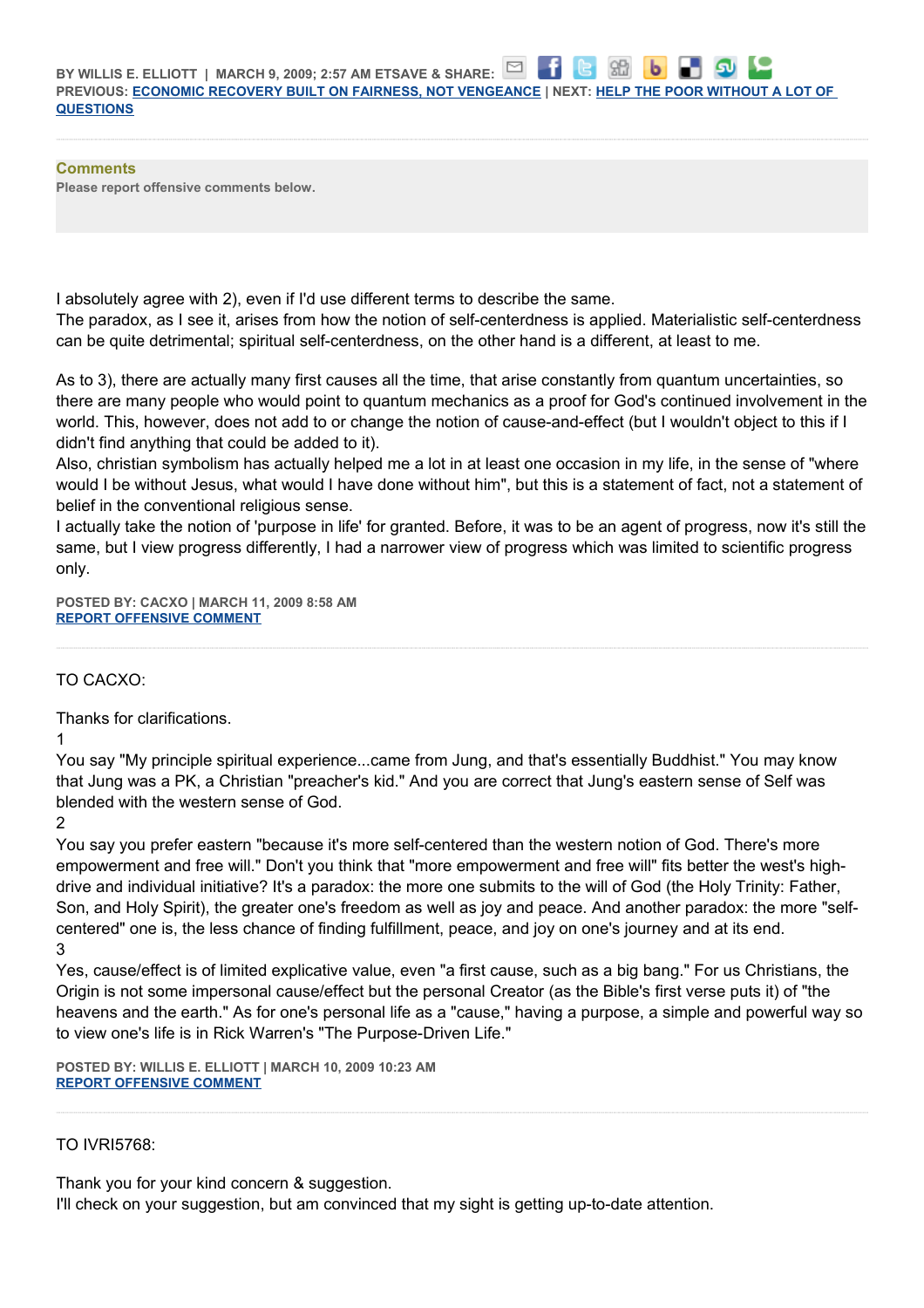BY WILLIS E. ELLIOTT | MARCH 9, 2009; 2:57 AM ET SAVE & SHARE:
PREVIOUS: ECONOMIC RECOVERY BUILT ON FAIRNESS, NOT VENGEANCE | NEXT: HELP THE POOR WITHOUT A LOT OF QUESTIONS

## Comments

Please report offensive comments below.

I absolutely agree with 2), even if I'd use different terms to describe the same.
The paradox, as I see it, arises from how the notion of self-centerdness is applied. Materialistic self-centerdness can be quite detrimental; spiritual self-centerdness, on the other hand is a different, at least to me.

As to 3), there are actually many first causes all the time, that arise constantly from quantum uncertainties, so there are many people who would point to quantum mechanics as a proof for God's continued involvement in the world. This, however, does not add to or change the notion of cause-and-effect (but I wouldn't object to this if I didn't find anything that could be added to it).
Also, christian symbolism has actually helped me a lot in at least one occasion in my life, in the sense of "where would I be without Jesus, what would I have done without him", but this is a statement of fact, not a statement of belief in the conventional religious sense.
I actually take the notion of 'purpose in life' for granted. Before, it was to be an agent of progress, now it's still the same, but I view progress differently, I had a narrower view of progress which was limited to scientific progress only.

POSTED BY: CACXO | MARCH 11, 2009 8:58 AM
REPORT OFFENSIVE COMMENT

---

TO CACXO:

Thanks for clarifications.
1
You say "My principle spiritual experience...came from Jung, and that's essentially Buddhist." You may know that Jung was a PK, a Christian "preacher's kid." And you are correct that Jung's eastern sense of Self was blended with the western sense of God.
2
You say you prefer eastern "because it's more self-centered than the western notion of God. There's more empowerment and free will." Don't you think that "more empowerment and free will" fits better the west's high-drive and individual initiative? It's a paradox: the more one submits to the will of God (the Holy Trinity: Father, Son, and Holy Spirit), the greater one's freedom as well as joy and peace. And another paradox: the more "self-centered" one is, the less chance of finding fulfillment, peace, and joy on one's journey and at its end.
3
Yes, cause/effect is of limited explicative value, even "a first cause, such as a big bang." For us Christians, the Origin is not some impersonal cause/effect but the personal Creator (as the Bible's first verse puts it) of "the heavens and the earth." As for one's personal life as a "cause," having a purpose, a simple and powerful way so to view one's life is in Rick Warren's "The Purpose-Driven Life."

POSTED BY: WILLIS E. ELLIOTT | MARCH 10, 2009 10:23 AM
REPORT OFFENSIVE COMMENT

---

TO IVRI5768:

Thank you for your kind concern & suggestion.
I'll check on your suggestion, but am convinced that my sight is getting up-to-date attention.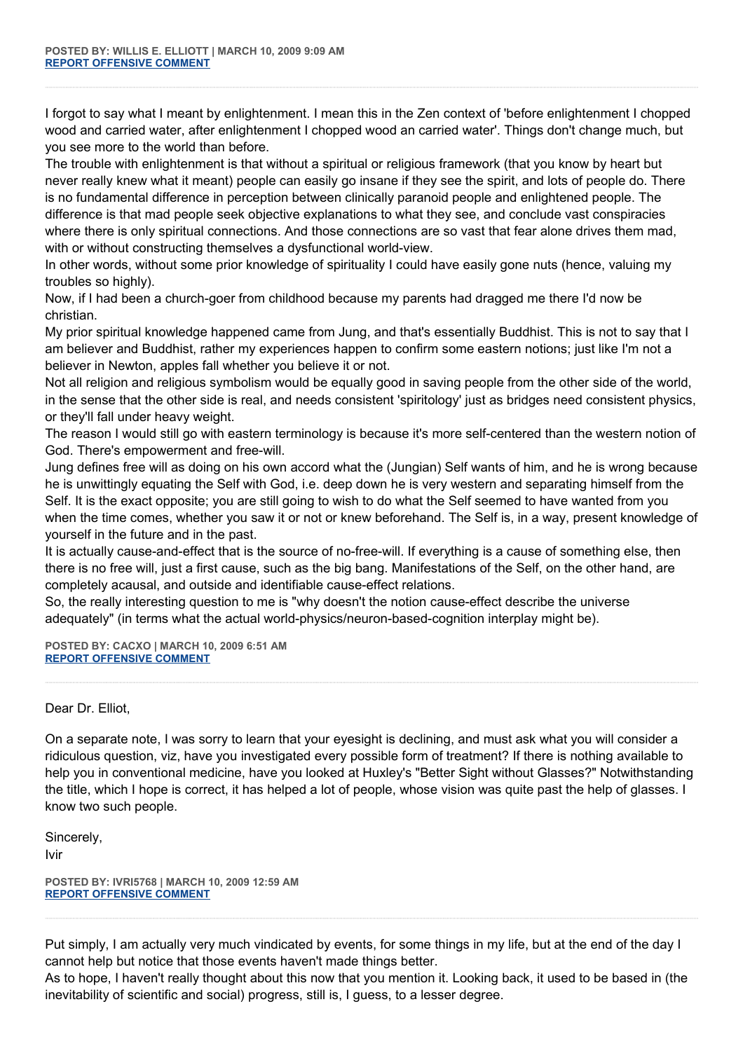**POSTED BY: WILLIS E. ELLIOTT | MARCH 10, 2009 9:09 AM**
**REPORT OFFENSIVE COMMENT**

---

I forgot to say what I meant by enlightenment. I mean this in the Zen context of 'before enlightenment I chopped wood and carried water, after enlightenment I chopped wood an carried water'. Things don't change much, but you see more to the world than before.
The trouble with enlightenment is that without a spiritual or religious framework (that you know by heart but never really knew what it meant) people can easily go insane if they see the spirit, and lots of people do. There is no fundamental difference in perception between clinically paranoid people and enlightened people. The difference is that mad people seek objective explanations to what they see, and conclude vast conspiracies where there is only spiritual connections. And those connections are so vast that fear alone drives them mad, with or without constructing themselves a dysfunctional world-view.
In other words, without some prior knowledge of spirituality I could have easily gone nuts (hence, valuing my troubles so highly).
Now, if I had been a church-goer from childhood because my parents had dragged me there I'd now be christian.
My prior spiritual knowledge happened came from Jung, and that's essentially Buddhist. This is not to say that I am believer and Buddhist, rather my experiences happen to confirm some eastern notions; just like I'm not a believer in Newton, apples fall whether you believe it or not.
Not all religion and religious symbolism would be equally good in saving people from the other side of the world, in the sense that the other side is real, and needs consistent 'spiritology' just as bridges need consistent physics, or they'll fall under heavy weight.
The reason I would still go with eastern terminology is because it's more self-centered than the western notion of God. There's empowerment and free-will.
Jung defines free will as doing on his own accord what the (Jungian) Self wants of him, and he is wrong because he is unwittingly equating the Self with God, i.e. deep down he is very western and separating himself from the Self. It is the exact opposite; you are still going to wish to do what the Self seemed to have wanted from you when the time comes, whether you saw it or not or knew beforehand. The Self is, in a way, present knowledge of yourself in the future and in the past.
It is actually cause-and-effect that is the source of no-free-will. If everything is a cause of something else, then there is no free will, just a first cause, such as the big bang. Manifestations of the Self, on the other hand, are completely acausal, and outside and identifiable cause-effect relations.
So, the really interesting question to me is "why doesn't the notion cause-effect describe the universe adequately" (in terms what the actual world-physics/neuron-based-cognition interplay might be).

**POSTED BY: CACXO | MARCH 10, 2009 6:51 AM**
**REPORT OFFENSIVE COMMENT**

---

Dear Dr. Elliot,

On a separate note, I was sorry to learn that your eyesight is declining, and must ask what you will consider a ridiculous question, viz, have you investigated every possible form of treatment? If there is nothing available to help you in conventional medicine, have you looked at Huxley's "Better Sight without Glasses?" Notwithstanding the title, which I hope is correct, it has helped a lot of people, whose vision was quite past the help of glasses. I know two such people.

Sincerely,
Ivir

**POSTED BY: IVRI5768 | MARCH 10, 2009 12:59 AM**
**REPORT OFFENSIVE COMMENT**

---

Put simply, I am actually very much vindicated by events, for some things in my life, but at the end of the day I cannot help but notice that those events haven't made things better.
As to hope, I haven't really thought about this now that you mention it. Looking back, it used to be based in (the inevitability of scientific and social) progress, still is, I guess, to a lesser degree.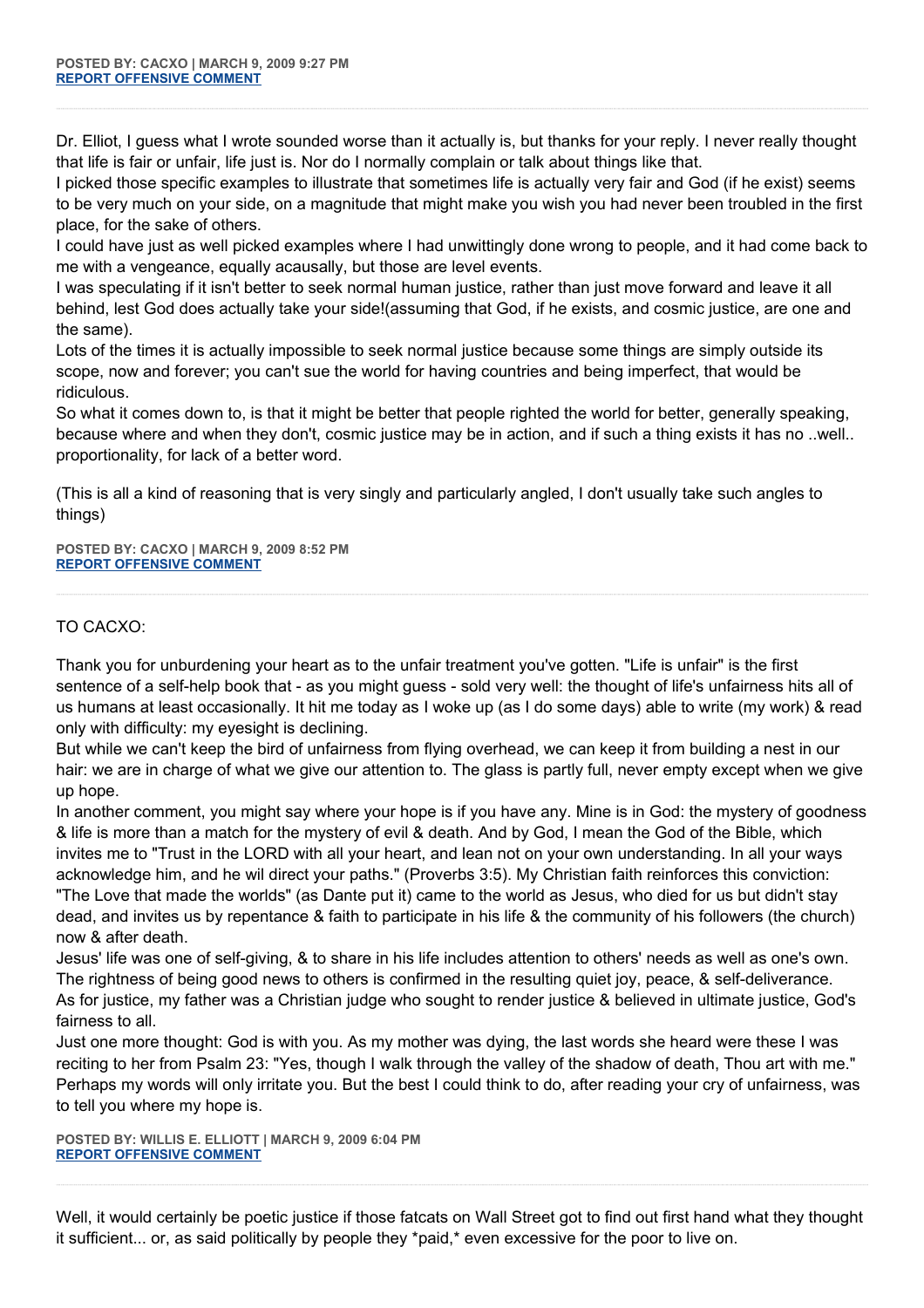**POSTED BY: CACXO | MARCH 9, 2009 9:27 PM**
**REPORT OFFENSIVE COMMENT**

---

Dr. Elliot, I guess what I wrote sounded worse than it actually is, but thanks for your reply. I never really thought that life is fair or unfair, life just is. Nor do I normally complain or talk about things like that.
I picked those specific examples to illustrate that sometimes life is actually very fair and God (if he exist) seems to be very much on your side, on a magnitude that might make you wish you had never been troubled in the first place, for the sake of others.
I could have just as well picked examples where I had unwittingly done wrong to people, and it had come back to me with a vengeance, equally acausally, but those are level events.
I was speculating if it isn't better to seek normal human justice, rather than just move forward and leave it all behind, lest God does actually take your side!(assuming that God, if he exists, and cosmic justice, are one and the same).
Lots of the times it is actually impossible to seek normal justice because some things are simply outside its scope, now and forever; you can't sue the world for having countries and being imperfect, that would be ridiculous.
So what it comes down to, is that it might be better that people righted the world for better, generally speaking, because where and when they don't, cosmic justice may be in action, and if such a thing exists it has no ..well.. proportionality, for lack of a better word.

(This is all a kind of reasoning that is very singly and particularly angled, I don't usually take such angles to things)

**POSTED BY: CACXO | MARCH 9, 2009 8:52 PM**
**REPORT OFFENSIVE COMMENT**

---

TO CACXO:

Thank you for unburdening your heart as to the unfair treatment you've gotten. "Life is unfair" is the first sentence of a self-help book that - as you might guess - sold very well: the thought of life's unfairness hits all of us humans at least occasionally. It hit me today as I woke up (as I do some days) able to write (my work) & read only with difficulty: my eyesight is declining.
But while we can't keep the bird of unfairness from flying overhead, we can keep it from building a nest in our hair: we are in charge of what we give our attention to. The glass is partly full, never empty except when we give up hope.
In another comment, you might say where your hope is if you have any. Mine is in God: the mystery of goodness & life is more than a match for the mystery of evil & death. And by God, I mean the God of the Bible, which invites me to "Trust in the LORD with all your heart, and lean not on your own understanding. In all your ways acknowledge him, and he wil direct your paths." (Proverbs 3:5). My Christian faith reinforces this conviction: "The Love that made the worlds" (as Dante put it) came to the world as Jesus, who died for us but didn't stay dead, and invites us by repentance & faith to participate in his life & the community of his followers (the church) now & after death.
Jesus' life was one of self-giving, & to share in his life includes attention to others' needs as well as one's own. The rightness of being good news to others is confirmed in the resulting quiet joy, peace, & self-deliverance.
As for justice, my father was a Christian judge who sought to render justice & believed in ultimate justice, God's fairness to all.
Just one more thought: God is with you. As my mother was dying, the last words she heard were these I was reciting to her from Psalm 23: "Yes, though I walk through the valley of the shadow of death, Thou art with me." Perhaps my words will only irritate you. But the best I could think to do, after reading your cry of unfairness, was to tell you where my hope is.

**POSTED BY: WILLIS E. ELLIOTT | MARCH 9, 2009 6:04 PM**
**REPORT OFFENSIVE COMMENT**

---

Well, it would certainly be poetic justice if those fatcats on Wall Street got to find out first hand what they thought it sufficient... or, as said politically by people they *paid,* even excessive for the poor to live on.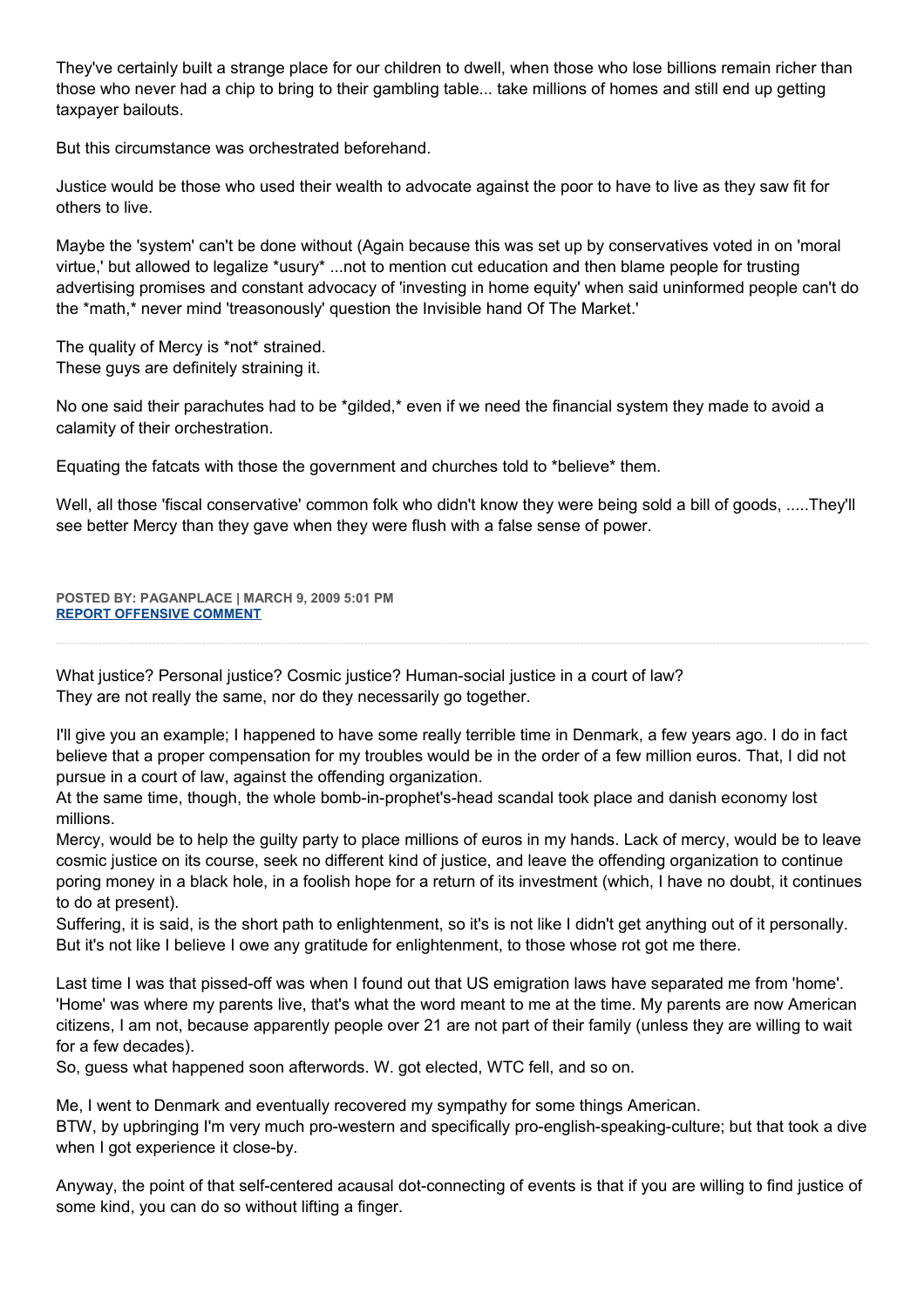They've certainly built a strange place for our children to dwell, when those who lose billions remain richer than those who never had a chip to bring to their gambling table... take millions of homes and still end up getting taxpayer bailouts.

But this circumstance was orchestrated beforehand.

Justice would be those who used their wealth to advocate against the poor to have to live as they saw fit for others to live.

Maybe the 'system' can't be done without (Again because this was set up by conservatives voted in on 'moral virtue,' but allowed to legalize *usury* ...not to mention cut education and then blame people for trusting advertising promises and constant advocacy of 'investing in home equity' when said uninformed people can't do the *math,* never mind 'treasonously' question the Invisible hand Of The Market.'

The quality of Mercy is *not* strained.
These guys are definitely straining it.

No one said their parachutes had to be *gilded,* even if we need the financial system they made to avoid a calamity of their orchestration.

Equating the fatcats with those the government and churches told to *believe* them.

Well, all those 'fiscal conservative' common folk who didn't know they were being sold a bill of goods, .....They'll see better Mercy than they gave when they were flush with a false sense of power.

**POSTED BY: PAGANPLACE | MARCH 9, 2009 5:01 PM**
**REPORT OFFENSIVE COMMENT**

---

What justice? Personal justice? Cosmic justice? Human-social justice in a court of law?
They are not really the same, nor do they necessarily go together.

I'll give you an example; I happened to have some really terrible time in Denmark, a few years ago. I do in fact believe that a proper compensation for my troubles would be in the order of a few million euros. That, I did not pursue in a court of law, against the offending organization.
At the same time, though, the whole bomb-in-prophet's-head scandal took place and danish economy lost millions.
Mercy, would be to help the guilty party to place millions of euros in my hands. Lack of mercy, would be to leave cosmic justice on its course, seek no different kind of justice, and leave the offending organization to continue poring money in a black hole, in a foolish hope for a return of its investment (which, I have no doubt, it continues to do at present).
Suffering, it is said, is the short path to enlightenment, so it's is not like I didn't get anything out of it personally. But it's not like I believe I owe any gratitude for enlightenment, to those whose rot got me there.

Last time I was that pissed-off was when I found out that US emigration laws have separated me from 'home'. 'Home' was where my parents live, that's what the word meant to me at the time. My parents are now American citizens, I am not, because apparently people over 21 are not part of their family (unless they are willing to wait for a few decades).
So, guess what happened soon afterwords. W. got elected, WTC fell, and so on.

Me, I went to Denmark and eventually recovered my sympathy for some things American.
BTW, by upbringing I'm very much pro-western and specifically pro-english-speaking-culture; but that took a dive when I got experience it close-by.

Anyway, the point of that self-centered acausal dot-connecting of events is that if you are willing to find justice of some kind, you can do so without lifting a finger.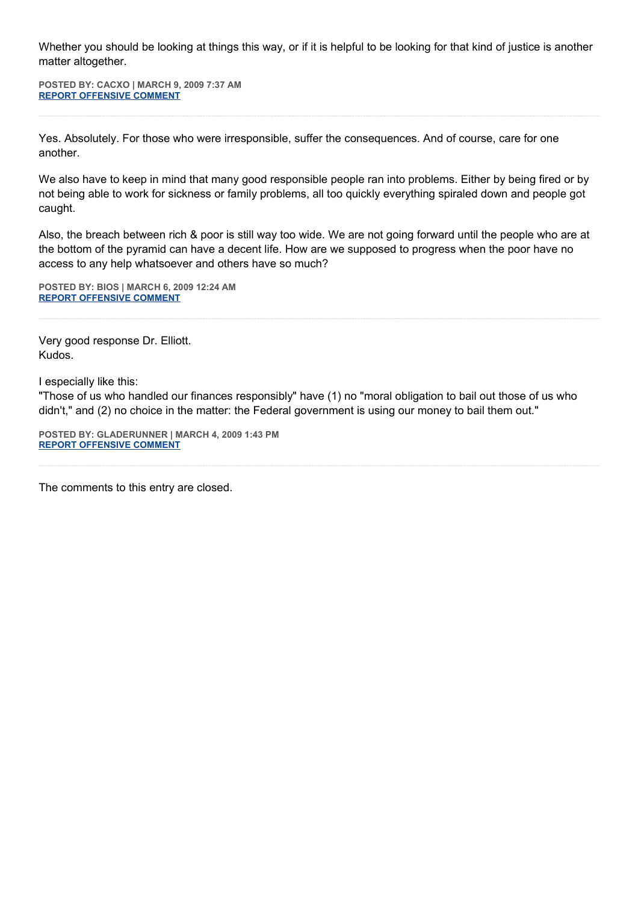Whether you should be looking at things this way, or if it is helpful to be looking for that kind of justice is another matter altogether.

**POSTED BY: CACXO | MARCH 9, 2009 7:37 AM**
**REPORT OFFENSIVE COMMENT**

---

Yes. Absolutely. For those who were irresponsible, suffer the consequences. And of course, care for one another.

We also have to keep in mind that many good responsible people ran into problems. Either by being fired or by not being able to work for sickness or family problems, all too quickly everything spiraled down and people got caught.

Also, the breach between rich & poor is still way too wide. We are not going forward until the people who are at the bottom of the pyramid can have a decent life. How are we supposed to progress when the poor have no access to any help whatsoever and others have so much?

**POSTED BY: BIOS | MARCH 6, 2009 12:24 AM**
**REPORT OFFENSIVE COMMENT**

---

Very good response Dr. Elliott.
Kudos.

I especially like this:
"Those of us who handled our finances responsibly" have (1) no "moral obligation to bail out those of us who didn't," and (2) no choice in the matter: the Federal government is using our money to bail them out."

**POSTED BY: GLADERUNNER | MARCH 4, 2009 1:43 PM**
**REPORT OFFENSIVE COMMENT**

---

The comments to this entry are closed.